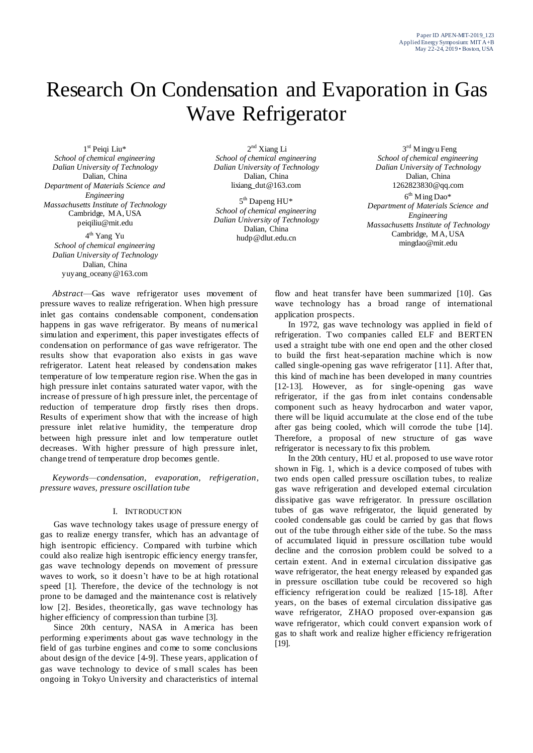# Research On Condensation and Evaporation in Gas Wave Refrigerator

1st Peiqi Liu*
*School of chemical engineering*
*Dalian University of Technology*
Dalian, China
*Department of Materials Science and Engineering*
*Massachusetts Institute of Technology*
Cambridge, MA, USA
peiqiliu@mit.edu

2nd Xiang Li
*School of chemical engineering*
*Dalian University of Technology*
Dalian, China
lixiang_dut@163.com

3rd Mingyu Feng
*School of chemical engineering*
*Dalian University of Technology*
Dalian, China
1262823830@qq.com

4th Yang Yu
*School of chemical engineering*
*Dalian University of Technology*
Dalian, China
yuyang_oceany@163.com

5th Dapeng HU*
*School of chemical engineering*
*Dalian University of Technology*
Dalian, China
hudp@dlut.edu.cn

6th Ming Dao*
*Department of Materials Science and Engineering*
*Massachusetts Institute of Technology*
Cambridge, MA, USA
mingdao@mit.edu

*Abstract*—Gas wave refrigerator uses movement of pressure waves to realize refrigeration. When high pressure inlet gas contains condensable component, condensation happens in gas wave refrigerator. By means of numerical simulation and experiment, this paper investigates effects of condensation on performance of gas wave refrigerator. The results show that evaporation also exists in gas wave refrigerator. Latent heat released by condensation makes temperature of low temperature region rise. When the gas in high pressure inlet contains saturated water vapor, with the increase of pressure of high pressure inlet, the percentage of reduction of temperature drop firstly rises then drops. Results of experiment show that with the increase of high pressure inlet relative humidity, the temperature drop between high pressure inlet and low temperature outlet decreases. With higher pressure of high pressure inlet, change trend of temperature drop becomes gentle.

*Keywords—condensation, evaporation, refrigeration, pressure waves, pressure oscillation tube*

## I. INTRODUCTION

Gas wave technology takes usage of pressure energy of gas to realize energy transfer, which has an advantage of high isentropic efficiency. Compared with turbine which could also realize high isentropic efficiency energy transfer, gas wave technology depends on movement of pressure waves to work, so it doesn't have to be at high rotational speed [1]. Therefore, the device of the technology is not prone to be damaged and the maintenance cost is relatively low [2]. Besides, theoretically, gas wave technology has higher efficiency of compression than turbine [3].

Since 20th century, NASA in America has been performing experiments about gas wave technology in the field of gas turbine engines and come to some conclusions about design of the device [4-9]. These years, application of gas wave technology to device of small scales has been ongoing in Tokyo University and characteristics of internal flow and heat transfer have been summarized [10]. Gas wave technology has a broad range of international application prospects.

In 1972, gas wave technology was applied in field of refrigeration. Two companies called ELF and BERTEN used a straight tube with one end open and the other closed to build the first heat-separation machine which is now called single-opening gas wave refrigerator [11]. After that, this kind of machine has been developed in many countries [12-13]. However, as for single-opening gas wave refrigerator, if the gas from inlet contains condensable component such as heavy hydrocarbon and water vapor, there will be liquid accumulate at the close end of the tube after gas being cooled, which will corrode the tube [14]. Therefore, a proposal of new structure of gas wave refrigerator is necessary to fix this problem.

In the 20th century, HU et al. proposed to use wave rotor shown in Fig. 1, which is a device composed of tubes with two ends open called pressure oscillation tubes, to realize gas wave refrigeration and developed external circulation dissipative gas wave refrigerator. In pressure oscillation tubes of gas wave refrigerator, the liquid generated by cooled condensable gas could be carried by gas that flows out of the tube through either side of the tube. So the mass of accumulated liquid in pressure oscillation tube would decline and the corrosion problem could be solved to a certain extent. And in external circulation dissipative gas wave refrigerator, the heat energy released by expanded gas in pressure oscillation tube could be recovered so high efficiency refrigeration could be realized [15-18]. After years, on the bases of external circulation dissipative gas wave refrigerator, ZHAO proposed over-expansion gas wave refrigerator, which could convert expansion work of gas to shaft work and realize higher efficiency refrigeration [19].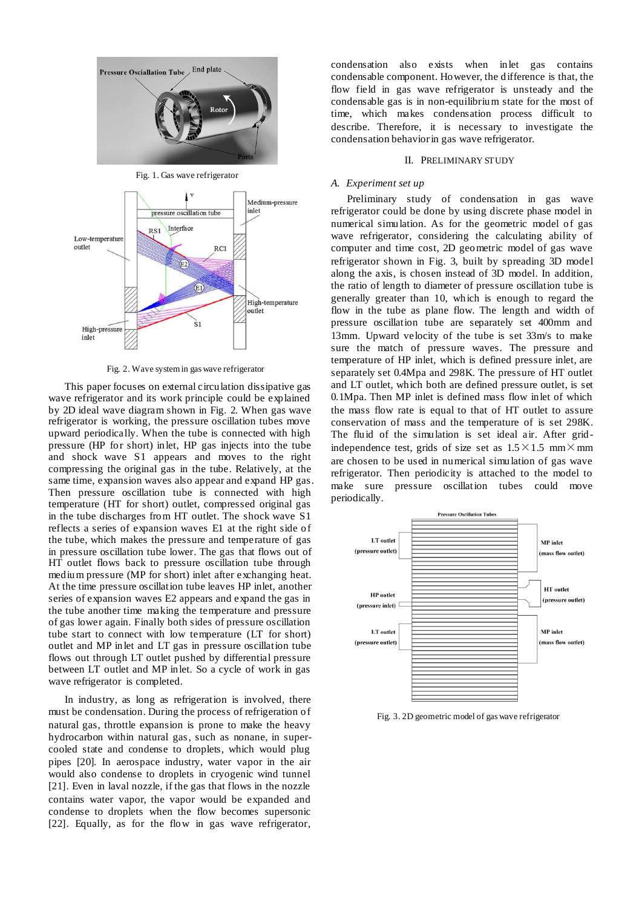Fig. 1. Gas wave refrigerator

Fig. 2. Wave system in gas wave refrigerator

This paper focuses on external circulation dissipative gas wave refrigerator and its work principle could be explained by 2D ideal wave diagram shown in Fig. 2. When gas wave refrigerator is working, the pressure oscillation tubes move upward periodically. When the tube is connected with high pressure (HP for short) inlet, HP gas injects into the tube and shock wave S1 appears and moves to the right compressing the original gas in the tube. Relatively, at the same time, expansion waves also appear and expand HP gas. Then pressure oscillation tube is connected with high temperature (HT for short) outlet, compressed original gas in the tube discharges from HT outlet. The shock wave S1 reflects a series of expansion waves E1 at the right side of the tube, which makes the pressure and temperature of gas in pressure oscillation tube lower. The gas that flows out of HT outlet flows back to pressure oscillation tube through medium pressure (MP for short) inlet after exchanging heat. At the time pressure oscillation tube leaves HP inlet, another series of expansion waves E2 appears and expand the gas in the tube another time making the temperature and pressure of gas lower again. Finally both sides of pressure oscillation tube start to connect with low temperature (LT for short) outlet and MP inlet and LT gas in pressure oscillation tube flows out through LT outlet pushed by differential pressure between LT outlet and MP inlet. So a cycle of work in gas wave refrigerator is completed.

In industry, as long as refrigeration is involved, there must be condensation. During the process of refrigeration of natural gas, throttle expansion is prone to make the heavy hydrocarbon within natural gas, such as nonane, in super-cooled state and condense to droplets, which would plug pipes [20]. In aerospace industry, water vapor in the air would also condense to droplets in cryogenic wind tunnel [21]. Even in laval nozzle, if the gas that flows in the nozzle contains water vapor, the vapor would be expanded and condense to droplets when the flow becomes supersonic [22]. Equally, as for the flow in gas wave refrigerator, condensation also exists when inlet gas contains condensable component. However, the difference is that, the flow field in gas wave refrigerator is unsteady and the condensable gas is in non-equilibrium state for the most of time, which makes condensation process difficult to describe. Therefore, it is necessary to investigate the condensation behavior in gas wave refrigerator.

## II. Preliminary Study

### A. Experiment set up

Preliminary study of condensation in gas wave refrigerator could be done by using discrete phase model in numerical simulation. As for the geometric model of gas wave refrigerator, considering the calculating ability of computer and time cost, 2D geometric model of gas wave refrigerator shown in Fig. 3, built by spreading 3D model along the axis, is chosen instead of 3D model. In addition, the ratio of length to diameter of pressure oscillation tube is generally greater than 10, which is enough to regard the flow in the tube as plane flow. The length and width of pressure oscillation tube are separately set 400mm and 13mm. Upward velocity of the tube is set 33m/s to make sure the match of pressure waves. The pressure and temperature of HP inlet, which is defined pressure inlet, are separately set 0.4Mpa and 298K. The pressure of HT outlet and LT outlet, which both are defined pressure outlet, is set 0.1Mpa. Then MP inlet is defined mass flow inlet of which the mass flow rate is equal to that of HT outlet to assure conservation of mass and the temperature of is set 298K. The fluid of the simulation is set ideal air. After grid-independence test, grids of size set as $1.5\times1.5$ mm$\times$mm are chosen to be used in numerical simulation of gas wave refrigerator. Then periodicity is attached to the model to make sure pressure oscillation tubes could move periodically.

Fig. 3. 2D geometric model of gas wave refrigerator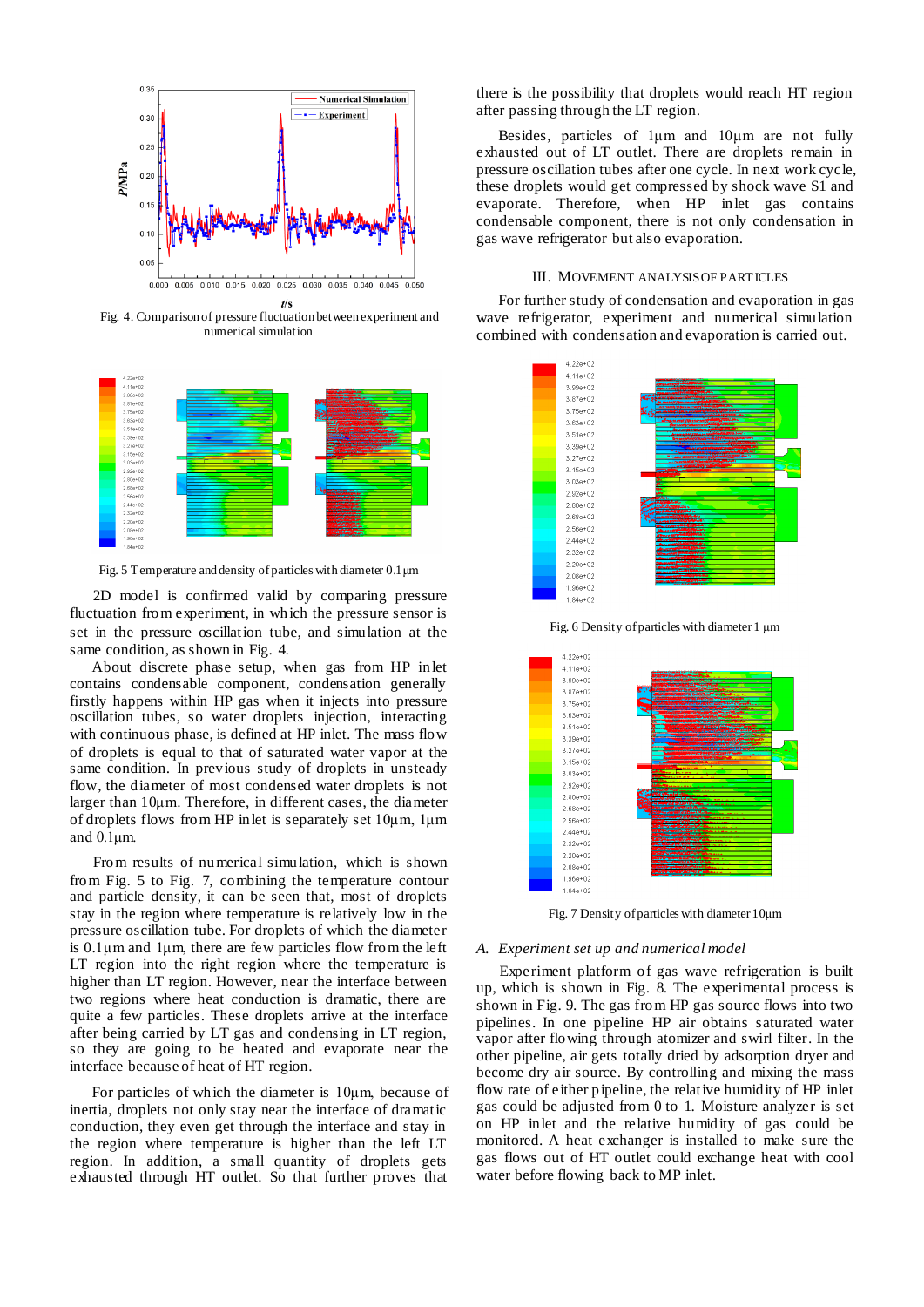Fig. 4. Comparison of pressure fluctuation between experiment and numerical simulation

Fig. 5 Temperature and density of particles with diameter 0.1 μm

2D model is confirmed valid by comparing pressure fluctuation from experiment, in which the pressure sensor is set in the pressure oscillation tube, and simulation at the same condition, as shown in Fig. 4.

About discrete phase setup, when gas from HP inlet contains condensable component, condensation generally firstly happens within HP gas when it injects into pressure oscillation tubes, so water droplets injection, interacting with continuous phase, is defined at HP inlet. The mass flow of droplets is equal to that of saturated water vapor at the same condition. In previous study of droplets in unsteady flow, the diameter of most condensed water droplets is not larger than 10μm. Therefore, in different cases, the diameter of droplets flows from HP inlet is separately set 10μm, 1μm and 0.1μm.

From results of numerical simulation, which is shown from Fig. 5 to Fig. 7, combining the temperature contour and particle density, it can be seen that, most of droplets stay in the region where temperature is relatively low in the pressure oscillation tube. For droplets of which the diameter is 0.1μm and 1μm, there are few particles flow from the left LT region into the right region where the temperature is higher than LT region. However, near the interface between two regions where heat conduction is dramatic, there are quite a few particles. These droplets arrive at the interface after being carried by LT gas and condensing in LT region, so they are going to be heated and evaporate near the interface because of heat of HT region.

For particles of which the diameter is 10μm, because of inertia, droplets not only stay near the interface of dramatic conduction, they even get through the interface and stay in the region where temperature is higher than the left LT region. In addition, a small quantity of droplets gets exhausted through HT outlet. So that further proves that there is the possibility that droplets would reach HT region after passing through the LT region.

Besides, particles of 1μm and 10μm are not fully exhausted out of LT outlet. There are droplets remain in pressure oscillation tubes after one cycle. In next work cycle, these droplets would get compressed by shock wave S1 and evaporate. Therefore, when HP inlet gas contains condensable component, there is not only condensation in gas wave refrigerator but also evaporation.

## III. Movement Analysis of Particles

For further study of condensation and evaporation in gas wave refrigerator, experiment and numerical simulation combined with condensation and evaporation is carried out.

Fig. 6 Density of particles with diameter 1 μm

Fig. 7 Density of particles with diameter 10μm

### A. *Experiment set up and numerical model*

Experiment platform of gas wave refrigeration is built up, which is shown in Fig. 8. The experimental process is shown in Fig. 9. The gas from HP gas source flows into two pipelines. In one pipeline HP air obtains saturated water vapor after flowing through atomizer and swirl filter. In the other pipeline, air gets totally dried by adsorption dryer and become dry air source. By controlling and mixing the mass flow rate of either pipeline, the relative humidity of HP inlet gas could be adjusted from 0 to 1. Moisture analyzer is set on HP inlet and the relative humidity of gas could be monitored. A heat exchanger is installed to make sure the gas flows out of HT outlet could exchange heat with cool water before flowing back to MP inlet.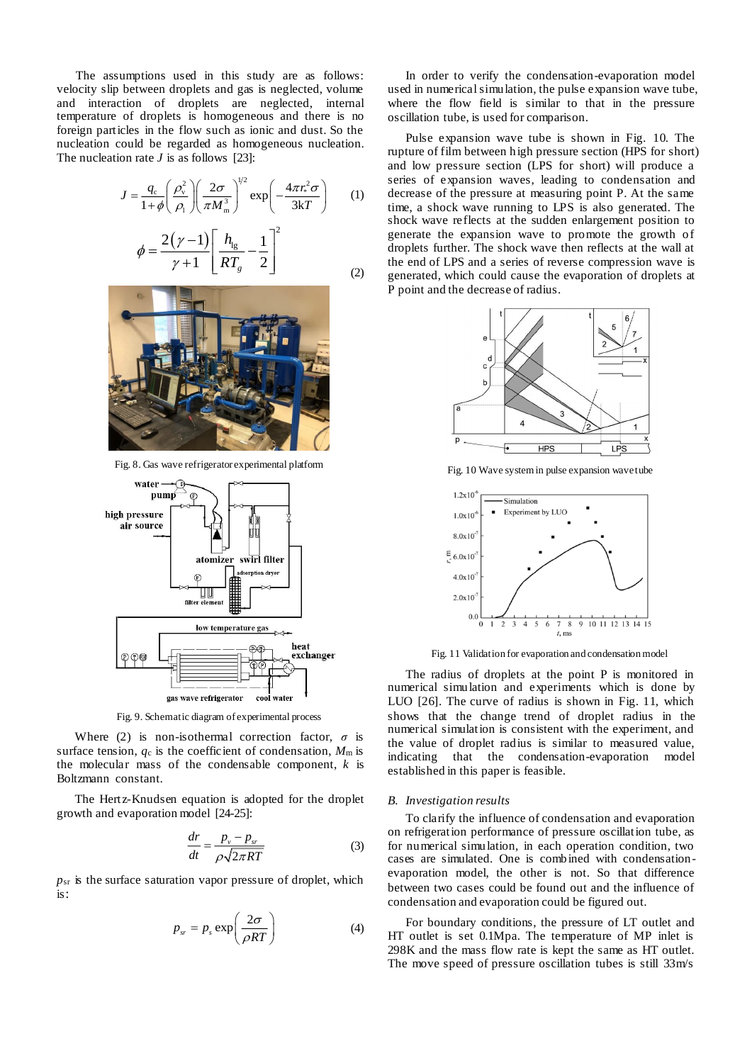The assumptions used in this study are as follows: velocity slip between droplets and gas is neglected, volume and interaction of droplets are neglected, internal temperature of droplets is homogeneous and there is no foreign particles in the flow such as ionic and dust. So the nucleation could be regarded as homogeneous nucleation. The nucleation rate $J$ is as follows [23]:

$$J = \frac{q_c}{1+\phi}\left(\frac{\rho_v^2}{\rho_l}\right)\left(\frac{2\sigma}{\pi M_m^3}\right)^{1/2}\exp\left(-\frac{4\pi r_*^2\sigma}{3kT}\right) \tag{1}$$

$$\phi = \frac{2(\gamma-1)}{\gamma+1}\left[\frac{h_{lg}}{RT_g}-\frac{1}{2}\right]^2 \tag{2}$$

Fig. 8. Gas wave refrigerator experimental platform

Fig. 9. Schematic diagram of experimental process

Where (2) is non-isothermal correction factor, $\sigma$ is surface tension, $q_c$ is the coefficient of condensation, $M_m$ is the molecular mass of the condensable component, $k$ is Boltzmann constant.

The Hertz-Knudsen equation is adopted for the droplet growth and evaporation model [24-25]:

$$\frac{dr}{dt} = \frac{p_v - p_{sr}}{\rho\sqrt{2\pi RT}} \tag{3}$$

$p_{sr}$ is the surface saturation vapor pressure of droplet, which is:

$$p_{sr} = p_s \exp\left(\frac{2\sigma}{\rho RT}\right) \tag{4}$$

In order to verify the condensation-evaporation model used in numerical simulation, the pulse expansion wave tube, where the flow field is similar to that in the pressure oscillation tube, is used for comparison.

Pulse expansion wave tube is shown in Fig. 10. The rupture of film between high pressure section (HPS for short) and low pressure section (LPS for short) will produce a series of expansion waves, leading to condensation and decrease of the pressure at measuring point P. At the same time, a shock wave running to LPS is also generated. The shock wave reflects at the sudden enlargement position to generate the expansion wave to promote the growth of droplets further. The shock wave then reflects at the wall at the end of LPS and a series of reverse compression wave is generated, which could cause the evaporation of droplets at P point and the decrease of radius.

Fig. 10 Wave system in pulse expansion wave tube

Fig. 11 Validation for evaporation and condensation model

The radius of droplets at the point P is monitored in numerical simulation and experiments which is done by LUO [26]. The curve of radius is shown in Fig. 11, which shows that the change trend of droplet radius in the numerical simulation is consistent with the experiment, and the value of droplet radius is similar to measured value, indicating that the condensation-evaporation model established in this paper is feasible.

## B. *Investigation results*

To clarify the influence of condensation and evaporation on refrigeration performance of pressure oscillation tube, as for numerical simulation, in each operation condition, two cases are simulated. One is combined with condensation-evaporation model, the other is not. So that difference between two cases could be found out and the influence of condensation and evaporation could be figured out.

For boundary conditions, the pressure of LT outlet and HT outlet is set 0.1Mpa. The temperature of MP inlet is 298K and the mass flow rate is kept the same as HT outlet. The move speed of pressure oscillation tubes is still 33m/s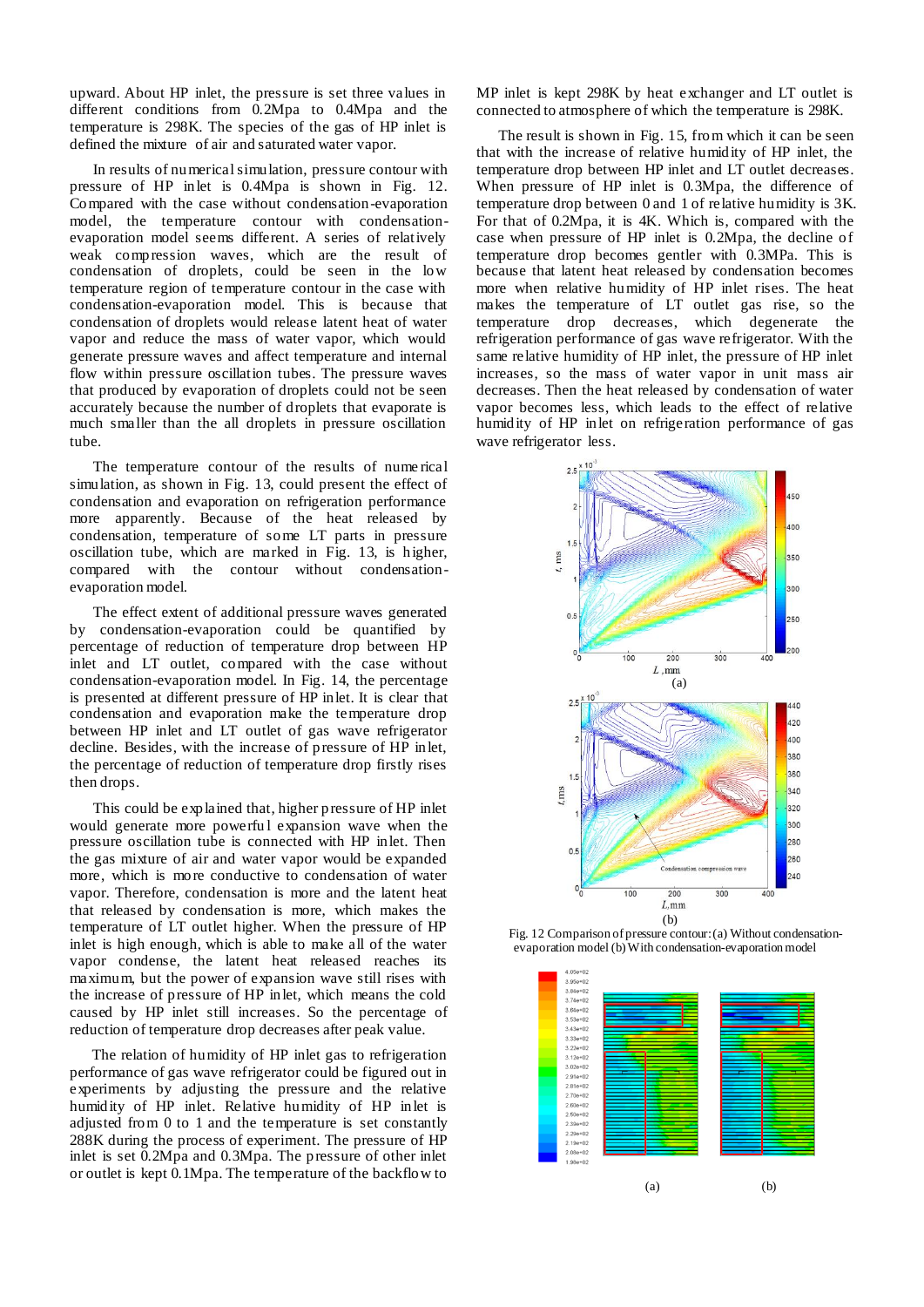upward. About HP inlet, the pressure is set three values in different conditions from 0.2Mpa to 0.4Mpa and the temperature is 298K. The species of the gas of HP inlet is defined the mixture of air and saturated water vapor.

In results of numerical simulation, pressure contour with pressure of HP inlet is 0.4Mpa is shown in Fig. 12. Compared with the case without condensation-evaporation model, the temperature contour with condensation-evaporation model seems different. A series of relatively weak compression waves, which are the result of condensation of droplets, could be seen in the low temperature region of temperature contour in the case with condensation-evaporation model. This is because that condensation of droplets would release latent heat of water vapor and reduce the mass of water vapor, which would generate pressure waves and affect temperature and internal flow within pressure oscillation tubes. The pressure waves that produced by evaporation of droplets could not be seen accurately because the number of droplets that evaporate is much smaller than the all droplets in pressure oscillation tube.

The temperature contour of the results of numerical simulation, as shown in Fig. 13, could present the effect of condensation and evaporation on refrigeration performance more apparently. Because of the heat released by condensation, temperature of some LT parts in pressure oscillation tube, which are marked in Fig. 13, is higher, compared with the contour without condensation-evaporation model.

The effect extent of additional pressure waves generated by condensation-evaporation could be quantified by percentage of reduction of temperature drop between HP inlet and LT outlet, compared with the case without condensation-evaporation model. In Fig. 14, the percentage is presented at different pressure of HP inlet. It is clear that condensation and evaporation make the temperature drop between HP inlet and LT outlet of gas wave refrigerator decline. Besides, with the increase of pressure of HP inlet, the percentage of reduction of temperature drop firstly rises then drops.

This could be explained that, higher pressure of HP inlet would generate more powerful expansion wave when the pressure oscillation tube is connected with HP inlet. Then the gas mixture of air and water vapor would be expanded more, which is more conductive to condensation of water vapor. Therefore, condensation is more and the latent heat that released by condensation is more, which makes the temperature of LT outlet higher. When the pressure of HP inlet is high enough, which is able to make all of the water vapor condense, the latent heat released reaches its maximum, but the power of expansion wave still rises with the increase of pressure of HP inlet, which means the cold caused by HP inlet still increases. So the percentage of reduction of temperature drop decreases after peak value.

The relation of humidity of HP inlet gas to refrigeration performance of gas wave refrigerator could be figured out in experiments by adjusting the pressure and the relative humidity of HP inlet. Relative humidity of HP inlet is adjusted from 0 to 1 and the temperature is set constantly 288K during the process of experiment. The pressure of HP inlet is set 0.2Mpa and 0.3Mpa. The pressure of other inlet or outlet is kept 0.1Mpa. The temperature of the backflow to MP inlet is kept 298K by heat exchanger and LT outlet is connected to atmosphere of which the temperature is 298K.

The result is shown in Fig. 15, from which it can be seen that with the increase of relative humidity of HP inlet, the temperature drop between HP inlet and LT outlet decreases. When pressure of HP inlet is 0.3Mpa, the difference of temperature drop between 0 and 1 of relative humidity is 3K. For that of 0.2Mpa, it is 4K. Which is, compared with the case when pressure of HP inlet is 0.2Mpa, the decline of temperature drop becomes gentler with 0.3MPa. This is because that latent heat released by condensation becomes more when relative humidity of HP inlet rises. The heat makes the temperature of LT outlet gas rise, so the temperature drop decreases, which degenerate the refrigeration performance of gas wave refrigerator. With the same relative humidity of HP inlet, the pressure of HP inlet increases, so the mass of water vapor in unit mass air decreases. Then the heat released by condensation of water vapor becomes less, which leads to the effect of relative humidity of HP inlet on refrigeration performance of gas wave refrigerator less.

Fig. 12 Comparison of pressure contour: (a) Without condensation-evaporation model (b) With condensation-evaporation model

(a) (b)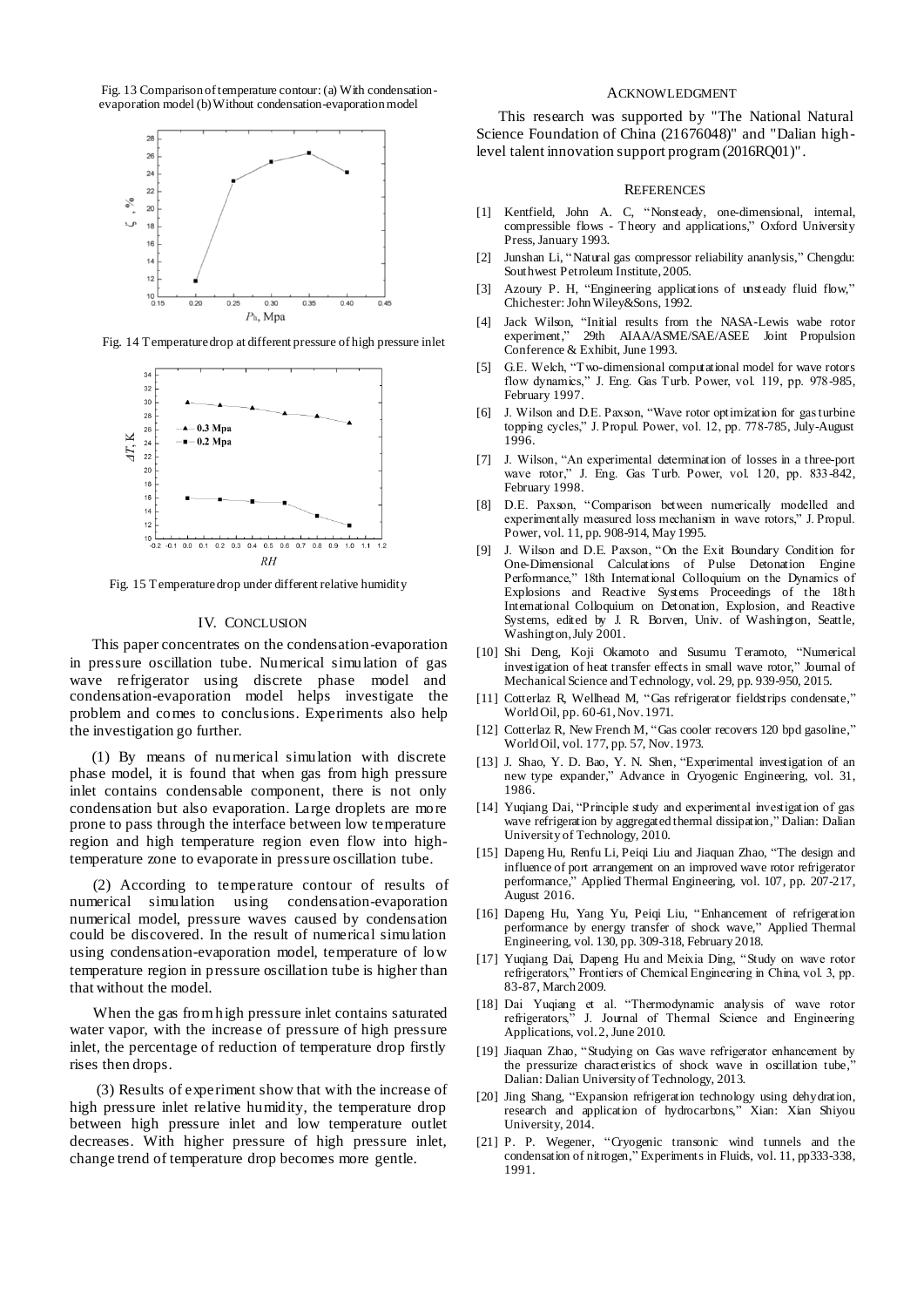Fig. 13 Comparison of temperature contour: (a) With condensation-evaporation model (b) Without condensation-evaporation model

Fig. 14 Temperature drop at different pressure of high pressure inlet

Fig. 15 Temperature drop under different relative humidity

## IV. CONCLUSION

This paper concentrates on the condensation-evaporation in pressure oscillation tube. Numerical simulation of gas wave refrigerator using discrete phase model and condensation-evaporation model helps investigate the problem and comes to conclusions. Experiments also help the investigation go further.

(1) By means of numerical simulation with discrete phase model, it is found that when gas from high pressure inlet contains condensable component, there is not only condensation but also evaporation. Large droplets are more prone to pass through the interface between low temperature region and high temperature region even flow into high-temperature zone to evaporate in pressure oscillation tube.

(2) According to temperature contour of results of numerical simulation using condensation-evaporation numerical model, pressure waves caused by condensation could be discovered. In the result of numerical simulation using condensation-evaporation model, temperature of low temperature region in pressure oscillation tube is higher than that without the model.

When the gas from high pressure inlet contains saturated water vapor, with the increase of pressure of high pressure inlet, the percentage of reduction of temperature drop firstly rises then drops.

(3) Results of experiment show that with the increase of high pressure inlet relative humidity, the temperature drop between high pressure inlet and low temperature outlet decreases. With higher pressure of high pressure inlet, change trend of temperature drop becomes more gentle.

## ACKNOWLEDGMENT

This research was supported by "The National Natural Science Foundation of China (21676048)" and "Dalian high-level talent innovation support program (2016RQ01)".

## REFERENCES

[1] Kentfield, John A. C, "Nonsteady, one-dimensional, internal, compressible flows - Theory and applications," Oxford University Press, January 1993.

[2] Junshan Li, "Natural gas compressor reliability ananlysis," Chengdu: Southwest Petroleum Institute, 2005.

[3] Azoury P. H, "Engineering applications of unsteady fluid flow," Chichester: John Wiley&Sons, 1992.

[4] Jack Wilson, "Initial results from the NASA-Lewis wabe rotor experiment," 29th AIAA/ASME/SAE/ASEE Joint Propulsion Conference & Exhibit, June 1993.

[5] G.E. Welch, "Two-dimensional computational model for wave rotors flow dynamics," J. Eng. Gas Turb. Power, vol. 119, pp. 978-985, February 1997.

[6] J. Wilson and D.E. Paxson, "Wave rotor optimization for gas turbine topping cycles," J. Propul. Power, vol. 12, pp. 778-785, July-August 1996.

[7] J. Wilson, "An experimental determination of losses in a three-port wave rotor," J. Eng. Gas Turb. Power, vol. 120, pp. 833-842, February 1998.

[8] D.E. Paxson, "Comparison between numerically modelled and experimentally measured loss mechanism in wave rotors," J. Propul. Power, vol. 11, pp. 908-914, May 1995.

[9] J. Wilson and D.E. Paxson, "On the Exit Boundary Condition for One-Dimensional Calculations of Pulse Detonation Engine Performance," 18th International Colloquium on the Dynamics of Explosions and Reactive Systems Proceedings of the 18th International Colloquium on Detonation, Explosion, and Reactive Systems, edited by J. R. Borven, Univ. of Washington, Seattle, Washington, July 2001.

[10] Shi Deng, Koji Okamoto and Susumu Teramoto, "Numerical investigation of heat transfer effects in small wave rotor," Journal of Mechanical Science and Technology, vol. 29, pp. 939-950, 2015.

[11] Cotterlaz R, Wellhead M, "Gas refrigerator fieldstrips condensate," World Oil, pp. 60-61, Nov. 1971.

[12] Cotterlaz R, New French M, "Gas cooler recovers 120 bpd gasoline," World Oil, vol. 177, pp. 57, Nov. 1973.

[13] J. Shao, Y. D. Bao, Y. N. Shen, "Experimental investigation of an new type expander," Advance in Cryogenic Engineering, vol. 31, 1986.

[14] Yuqiang Dai, "Principle study and experimental investigation of gas wave refrigeration by aggregated thermal dissipation," Dalian: Dalian University of Technology, 2010.

[15] Dapeng Hu, Renfu Li, Peiqi Liu and Jiaquan Zhao, "The design and influence of port arrangement on an improved wave rotor refrigerator performance," Applied Thermal Engineering, vol. 107, pp. 207-217, August 2016.

[16] Dapeng Hu, Yang Yu, Peiqi Liu, "Enhancement of refrigeration performance by energy transfer of shock wave," Applied Thermal Engineering, vol. 130, pp. 309-318, February 2018.

[17] Yuqiang Dai, Dapeng Hu and Meixia Ding, "Study on wave rotor refrigerators," Frontiers of Chemical Engineering in China, vol. 3, pp. 83-87, March 2009.

[18] Dai Yuqiang et al. "Thermodynamic analysis of wave rotor refrigerators," J. Journal of Thermal Science and Engineering Applications, vol. 2, June 2010.

[19] Jiaquan Zhao, "Studying on Gas wave refrigerator enhancement by the pressurize characteristics of shock wave in oscillation tube," Dalian: Dalian University of Technology, 2013.

[20] Jing Shang, "Expansion refrigeration technology using dehydration, research and application of hydrocarbons," Xian: Xian Shiyou University, 2014.

[21] P. P. Wegener, "Cryogenic transonic wind tunnels and the condensation of nitrogen," Experiments in Fluids, vol. 11, pp333-338, 1991.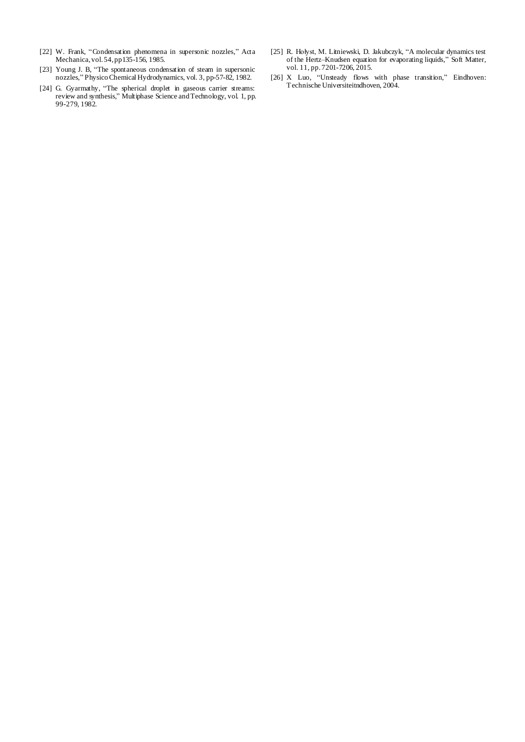[22] W. Frank, "Condensation phenomena in supersonic nozzles," Acta Mechanica, vol. 54, pp135-156, 1985.

[23] Young J. B, "The spontaneous condensation of steam in supersonic nozzles," Physico Chemical Hydrodynamics, vol. 3, pp-57-82, 1982.

[24] G. Gyarmathy, "The spherical droplet in gaseous carrier streams: review and synthesis," Multiphase Science and Technology, vol. 1, pp. 99-279, 1982.

[25] R. Hołyst, M. Litniewski, D. Jakubczyk, "A molecular dynamics test of the Hertz–Knudsen equation for evaporating liquids," Soft Matter, vol. 11, pp. 7201-7206, 2015.

[26] X Luo, "Unsteady flows with phase transition," Eindhoven: Technische Universiteitndhoven, 2004.